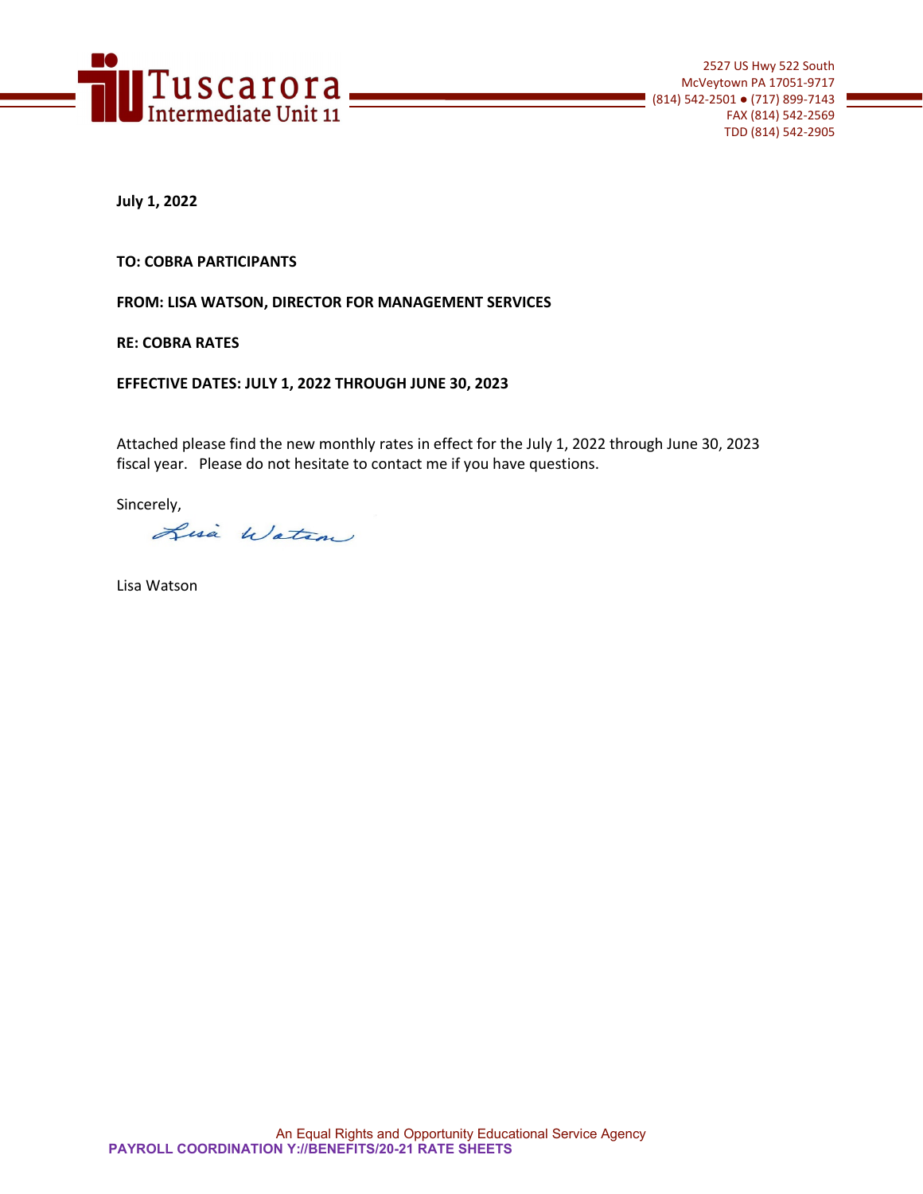**Tuscarora Intermediate Unit 11**

2527 US Hwy 522 South
McVeytown PA 17051-9717
(814) 542-2501 ● (717) 899-7143
FAX (814) 542-2569
TDD (814) 542-2905

**July 1, 2022**

**TO: COBRA PARTICIPANTS**

**FROM: LISA WATSON, DIRECTOR FOR MANAGEMENT SERVICES**

**RE: COBRA RATES**

**EFFECTIVE DATES: JULY 1, 2022 THROUGH JUNE 30, 2023**

Attached please find the new monthly rates in effect for the July 1, 2022 through June 30, 2023 fiscal year. Please do not hesitate to contact me if you have questions.

Sincerely,

Lisa Watson

Lisa Watson

An Equal Rights and Opportunity Educational Service Agency

**PAYROLL COORDINATION Y://BENEFITS/20-21 RATE SHEETS**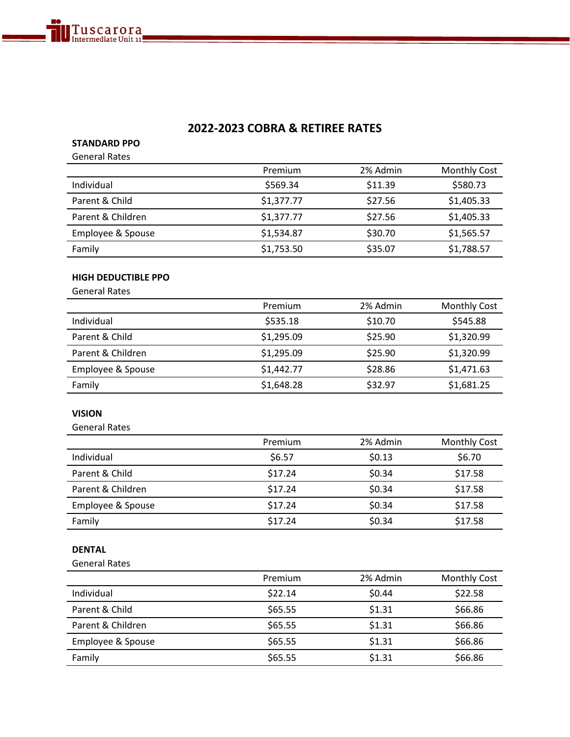# 2022-2023 COBRA & RETIREE RATES

**STANDARD PPO**

General Rates

| | Premium | 2% Admin | Monthly Cost |
|---|---|---|---|
| Individual | $569.34 | $11.39 | $580.73 |
| Parent & Child | $1,377.77 | $27.56 | $1,405.33 |
| Parent & Children | $1,377.77 | $27.56 | $1,405.33 |
| Employee & Spouse | $1,534.87 | $30.70 | $1,565.57 |
| Family | $1,753.50 | $35.07 | $1,788.57 |

**HIGH DEDUCTIBLE PPO**

General Rates

| | Premium | 2% Admin | Monthly Cost |
|---|---|---|---|
| Individual | $535.18 | $10.70 | $545.88 |
| Parent & Child | $1,295.09 | $25.90 | $1,320.99 |
| Parent & Children | $1,295.09 | $25.90 | $1,320.99 |
| Employee & Spouse | $1,442.77 | $28.86 | $1,471.63 |
| Family | $1,648.28 | $32.97 | $1,681.25 |

**VISION**

General Rates

| | Premium | 2% Admin | Monthly Cost |
|---|---|---|---|
| Individual | $6.57 | $0.13 | $6.70 |
| Parent & Child | $17.24 | $0.34 | $17.58 |
| Parent & Children | $17.24 | $0.34 | $17.58 |
| Employee & Spouse | $17.24 | $0.34 | $17.58 |
| Family | $17.24 | $0.34 | $17.58 |

**DENTAL**

General Rates

| | Premium | 2% Admin | Monthly Cost |
|---|---|---|---|
| Individual | $22.14 | $0.44 | $22.58 |
| Parent & Child | $65.55 | $1.31 | $66.86 |
| Parent & Children | $65.55 | $1.31 | $66.86 |
| Employee & Spouse | $65.55 | $1.31 | $66.86 |
| Family | $65.55 | $1.31 | $66.86 |